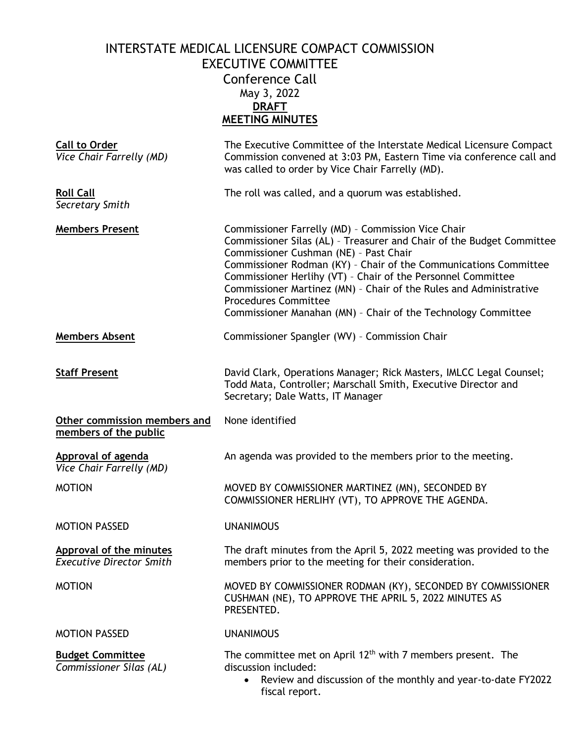# INTERSTATE MEDICAL LICENSURE COMPACT COMMISSION
## EXECUTIVE COMMITTEE
### Conference Call
May 3, 2022

**DRAFT**

**MEETING MINUTES**

**Call to Order**
*Vice Chair Farrelly (MD)*

The Executive Committee of the Interstate Medical Licensure Compact Commission convened at 3:03 PM, Eastern Time via conference call and was called to order by Vice Chair Farrelly (MD).

**Roll Call**
*Secretary Smith*

The roll was called, and a quorum was established.

**Members Present**

Commissioner Farrelly (MD) – Commission Vice Chair
Commissioner Silas (AL) – Treasurer and Chair of the Budget Committee
Commissioner Cushman (NE) – Past Chair
Commissioner Rodman (KY) – Chair of the Communications Committee
Commissioner Herlihy (VT) – Chair of the Personnel Committee
Commissioner Martinez (MN) – Chair of the Rules and Administrative Procedures Committee
Commissioner Manahan (MN) – Chair of the Technology Committee

**Members Absent**

Commissioner Spangler (WV) – Commission Chair

**Staff Present**

David Clark, Operations Manager; Rick Masters, IMLCC Legal Counsel; Todd Mata, Controller; Marschall Smith, Executive Director and Secretary; Dale Watts, IT Manager

**Other commission members and members of the public**

None identified

**Approval of agenda**
*Vice Chair Farrelly (MD)*

An agenda was provided to the members prior to the meeting.

MOTION

MOVED BY COMMISSIONER MARTINEZ (MN), SECONDED BY COMMISSIONER HERLIHY (VT), TO APPROVE THE AGENDA.

MOTION PASSED

UNANIMOUS

**Approval of the minutes**
*Executive Director Smith*

The draft minutes from the April 5, 2022 meeting was provided to the members prior to the meeting for their consideration.

MOTION

MOVED BY COMMISSIONER RODMAN (KY), SECONDED BY COMMISSIONER CUSHMAN (NE), TO APPROVE THE APRIL 5, 2022 MINUTES AS PRESENTED.

MOTION PASSED

UNANIMOUS

**Budget Committee**
*Commissioner Silas (AL)*

The committee met on April 12th with 7 members present. The discussion included:

- Review and discussion of the monthly and year-to-date FY2022 fiscal report.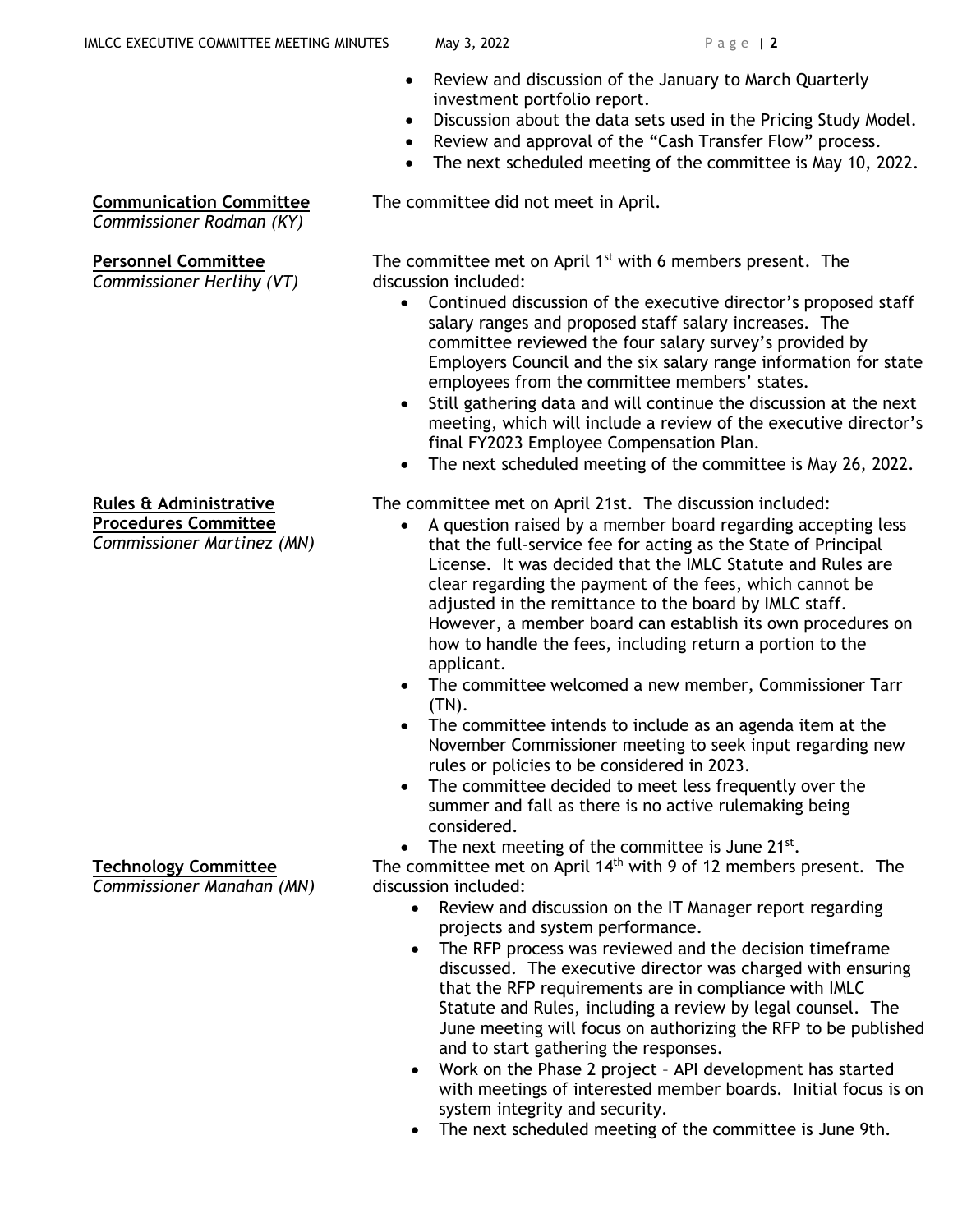- Review and discussion of the January to March Quarterly investment portfolio report.
- Discussion about the data sets used in the Pricing Study Model.
- Review and approval of the "Cash Transfer Flow" process.
- The next scheduled meeting of the committee is May 10, 2022.

**Communication Committee**
*Commissioner Rodman (KY)*

The committee did not meet in April.

**Personnel Committee**
*Commissioner Herlihy (VT)*

The committee met on April 1st with 6 members present. The discussion included:

- Continued discussion of the executive director's proposed staff salary ranges and proposed staff salary increases. The committee reviewed the four salary survey's provided by Employers Council and the six salary range information for state employees from the committee members' states.
- Still gathering data and will continue the discussion at the next meeting, which will include a review of the executive director's final FY2023 Employee Compensation Plan.
- The next scheduled meeting of the committee is May 26, 2022.

**Rules & Administrative Procedures Committee**
*Commissioner Martinez (MN)*

The committee met on April 21st. The discussion included:

- A question raised by a member board regarding accepting less that the full-service fee for acting as the State of Principal License. It was decided that the IMLC Statute and Rules are clear regarding the payment of the fees, which cannot be adjusted in the remittance to the board by IMLC staff. However, a member board can establish its own procedures on how to handle the fees, including return a portion to the applicant.
- The committee welcomed a new member, Commissioner Tarr (TN).
- The committee intends to include as an agenda item at the November Commissioner meeting to seek input regarding new rules or policies to be considered in 2023.
- The committee decided to meet less frequently over the summer and fall as there is no active rulemaking being considered.
- The next meeting of the committee is June 21st.

**Technology Committee**
*Commissioner Manahan (MN)*

The committee met on April 14th with 9 of 12 members present. The discussion included:

- Review and discussion on the IT Manager report regarding projects and system performance.
- The RFP process was reviewed and the decision timeframe discussed. The executive director was charged with ensuring that the RFP requirements are in compliance with IMLC Statute and Rules, including a review by legal counsel. The June meeting will focus on authorizing the RFP to be published and to start gathering the responses.
- Work on the Phase 2 project – API development has started with meetings of interested member boards. Initial focus is on system integrity and security.
- The next scheduled meeting of the committee is June 9th.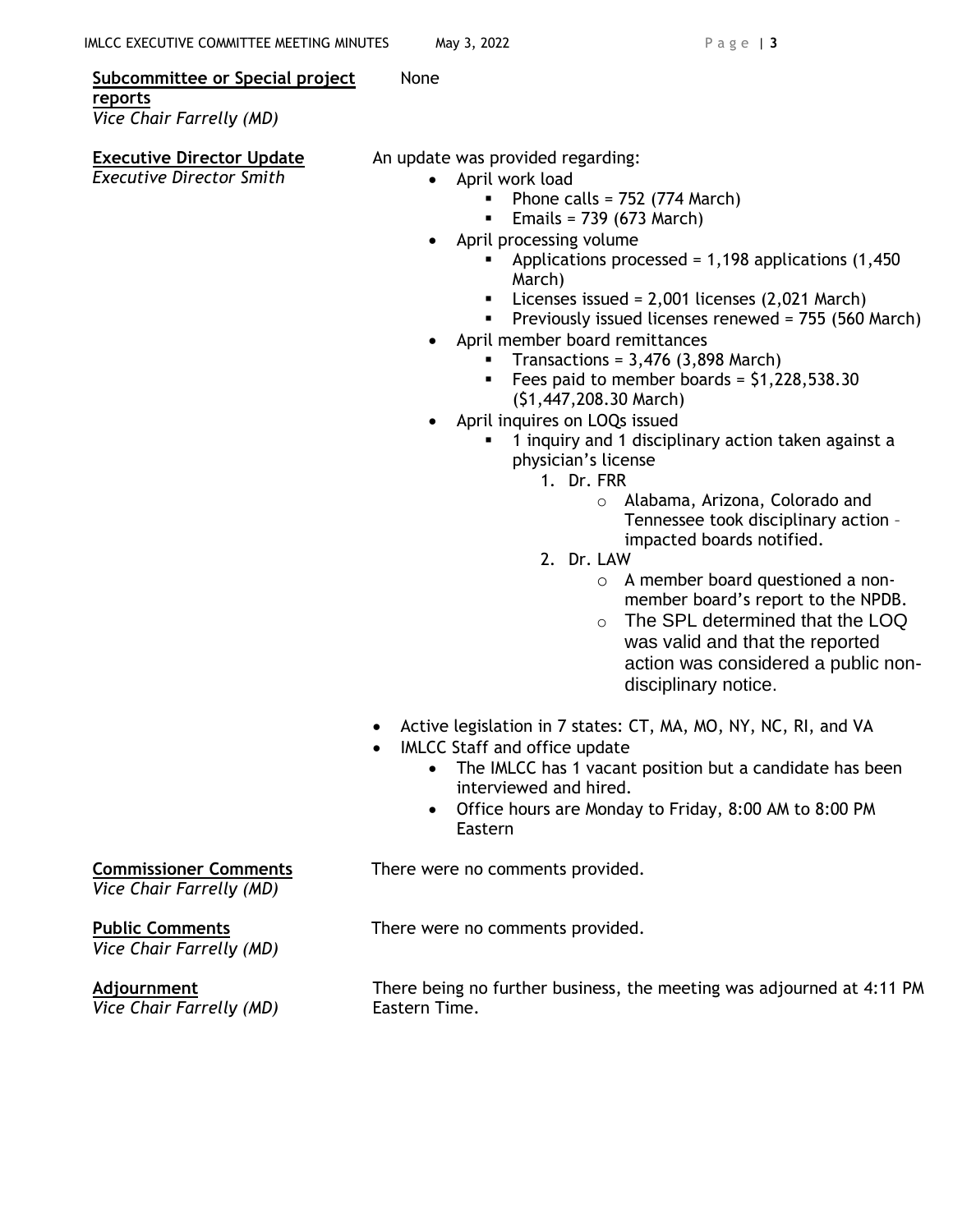**Subcommittee or Special project reports**
*Vice Chair Farrelly (MD)*

None

**Executive Director Update**
*Executive Director Smith*

An update was provided regarding:

- April work load
  - Phone calls = 752 (774 March)
  - Emails = 739 (673 March)
- April processing volume
  - Applications processed = 1,198 applications (1,450 March)
  - Licenses issued = 2,001 licenses (2,021 March)
  - Previously issued licenses renewed = 755 (560 March)
- April member board remittances
  - Transactions = 3,476 (3,898 March)
  - Fees paid to member boards = $1,228,538.30 ($1,447,208.30 March)
- April inquires on LOQs issued
  - 1 inquiry and 1 disciplinary action taken against a physician's license
    1. Dr. FRR
       - Alabama, Arizona, Colorado and Tennessee took disciplinary action – impacted boards notified.
    2. Dr. LAW
       - A member board questioned a non-member board's report to the NPDB.
       - The SPL determined that the LOQ was valid and that the reported action was considered a public non-disciplinary notice.

- Active legislation in 7 states: CT, MA, MO, NY, NC, RI, and VA
- IMLCC Staff and office update
  - The IMLCC has 1 vacant position but a candidate has been interviewed and hired.
  - Office hours are Monday to Friday, 8:00 AM to 8:00 PM Eastern

**Commissioner Comments**
*Vice Chair Farrelly (MD)*

There were no comments provided.

**Public Comments**
*Vice Chair Farrelly (MD)*

There were no comments provided.

**Adjournment**
*Vice Chair Farrelly (MD)*

There being no further business, the meeting was adjourned at 4:11 PM Eastern Time.